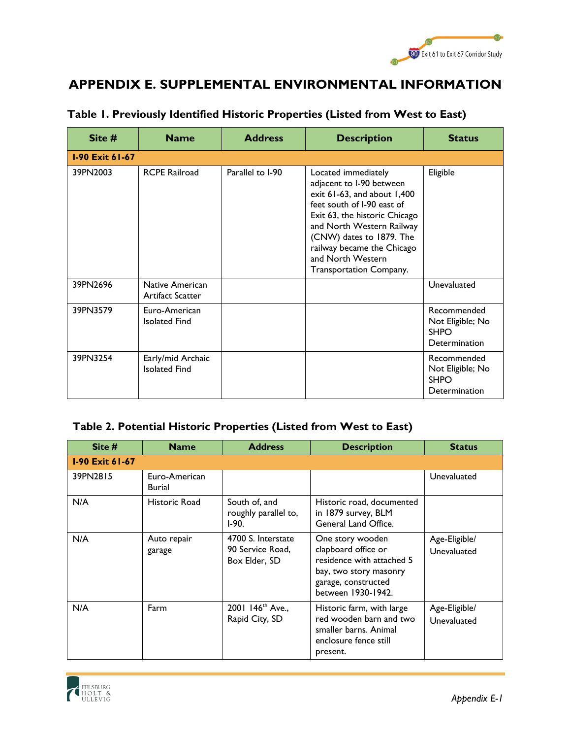# APPENDIX E. SUPPLEMENTAL ENVIRONMENTAL INFORMATION

## Table 1. Previously Identified Historic Properties (Listed from West to East)

| Site # | Name | Address | Description | Status |
|---|---|---|---|---|
| **I-90 Exit 61-67** | | | | |
| 39PN2003 | RCPE Railroad | Parallel to I-90 | Located immediately adjacent to I-90 between exit 61-63, and about 1,400 feet south of I-90 east of Exit 63, the historic Chicago and North Western Railway (CNW) dates to 1879. The railway became the Chicago and North Western Transportation Company. | Eligible |
| 39PN2696 | Native American Artifact Scatter | | | Unevaluated |
| 39PN3579 | Euro-American Isolated Find | | | Recommended Not Eligible; No SHPO Determination |
| 39PN3254 | Early/mid Archaic Isolated Find | | | Recommended Not Eligible; No SHPO Determination |

## Table 2. Potential Historic Properties (Listed from West to East)

| Site # | Name | Address | Description | Status |
|---|---|---|---|---|
| **I-90 Exit 61-67** | | | | |
| 39PN2815 | Euro-American Burial | | | Unevaluated |
| N/A | Historic Road | South of, and roughly parallel to, I-90. | Historic road, documented in 1879 survey, BLM General Land Office. | |
| N/A | Auto repair garage | 4700 S. Interstate 90 Service Road, Box Elder, SD | One story wooden clapboard office or residence with attached 5 bay, two story masonry garage, constructed between 1930-1942. | Age-Eligible/ Unevaluated |
| N/A | Farm | 2001 146th Ave., Rapid City, SD | Historic farm, with large red wooden barn and two smaller barns. Animal enclosure fence still present. | Age-Eligible/ Unevaluated |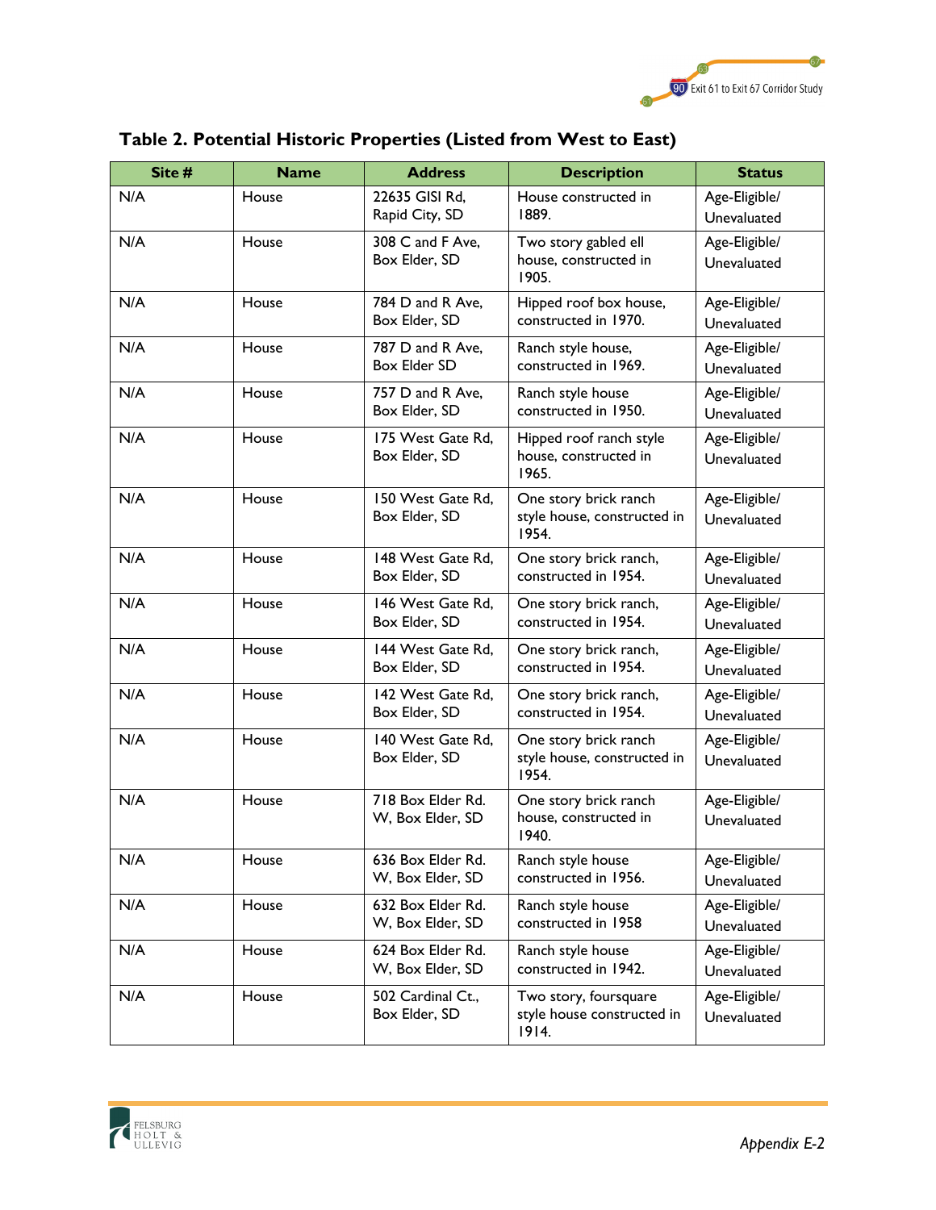## Table 2. Potential Historic Properties (Listed from West to East)

| Site # | Name | Address | Description | Status |
|---|---|---|---|---|
| N/A | House | 22635 GISI Rd, Rapid City, SD | House constructed in 1889. | Age-Eligible/ Unevaluated |
| N/A | House | 308 C and F Ave, Box Elder, SD | Two story gabled ell house, constructed in 1905. | Age-Eligible/ Unevaluated |
| N/A | House | 784 D and R Ave, Box Elder, SD | Hipped roof box house, constructed in 1970. | Age-Eligible/ Unevaluated |
| N/A | House | 787 D and R Ave, Box Elder SD | Ranch style house, constructed in 1969. | Age-Eligible/ Unevaluated |
| N/A | House | 757 D and R Ave, Box Elder, SD | Ranch style house constructed in 1950. | Age-Eligible/ Unevaluated |
| N/A | House | 175 West Gate Rd, Box Elder, SD | Hipped roof ranch style house, constructed in 1965. | Age-Eligible/ Unevaluated |
| N/A | House | 150 West Gate Rd, Box Elder, SD | One story brick ranch style house, constructed in 1954. | Age-Eligible/ Unevaluated |
| N/A | House | 148 West Gate Rd, Box Elder, SD | One story brick ranch, constructed in 1954. | Age-Eligible/ Unevaluated |
| N/A | House | 146 West Gate Rd, Box Elder, SD | One story brick ranch, constructed in 1954. | Age-Eligible/ Unevaluated |
| N/A | House | 144 West Gate Rd, Box Elder, SD | One story brick ranch, constructed in 1954. | Age-Eligible/ Unevaluated |
| N/A | House | 142 West Gate Rd, Box Elder, SD | One story brick ranch, constructed in 1954. | Age-Eligible/ Unevaluated |
| N/A | House | 140 West Gate Rd, Box Elder, SD | One story brick ranch style house, constructed in 1954. | Age-Eligible/ Unevaluated |
| N/A | House | 718 Box Elder Rd. W, Box Elder, SD | One story brick ranch house, constructed in 1940. | Age-Eligible/ Unevaluated |
| N/A | House | 636 Box Elder Rd. W, Box Elder, SD | Ranch style house constructed in 1956. | Age-Eligible/ Unevaluated |
| N/A | House | 632 Box Elder Rd. W, Box Elder, SD | Ranch style house constructed in 1958 | Age-Eligible/ Unevaluated |
| N/A | House | 624 Box Elder Rd. W, Box Elder, SD | Ranch style house constructed in 1942. | Age-Eligible/ Unevaluated |
| N/A | House | 502 Cardinal Ct., Box Elder, SD | Two story, foursquare style house constructed in 1914. | Age-Eligible/ Unevaluated |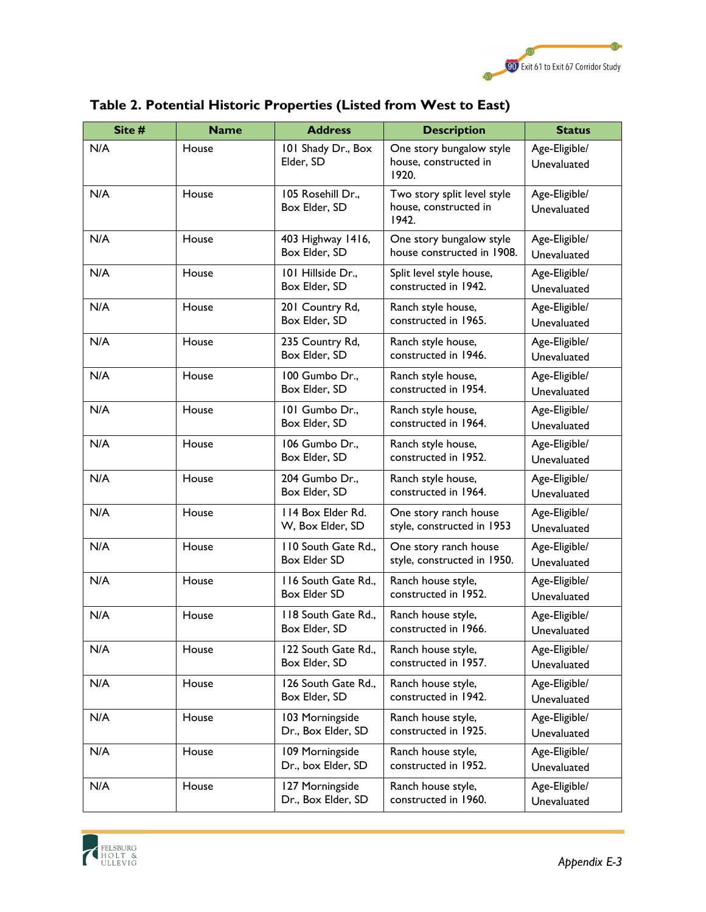## Table 2. Potential Historic Properties (Listed from West to East)

| Site # | Name | Address | Description | Status |
|---|---|---|---|---|
| N/A | House | 101 Shady Dr., Box Elder, SD | One story bungalow style house, constructed in 1920. | Age-Eligible/ Unevaluated |
| N/A | House | 105 Rosehill Dr., Box Elder, SD | Two story split level style house, constructed in 1942. | Age-Eligible/ Unevaluated |
| N/A | House | 403 Highway 1416, Box Elder, SD | One story bungalow style house constructed in 1908. | Age-Eligible/ Unevaluated |
| N/A | House | 101 Hillside Dr., Box Elder, SD | Split level style house, constructed in 1942. | Age-Eligible/ Unevaluated |
| N/A | House | 201 Country Rd, Box Elder, SD | Ranch style house, constructed in 1965. | Age-Eligible/ Unevaluated |
| N/A | House | 235 Country Rd, Box Elder, SD | Ranch style house, constructed in 1946. | Age-Eligible/ Unevaluated |
| N/A | House | 100 Gumbo Dr., Box Elder, SD | Ranch style house, constructed in 1954. | Age-Eligible/ Unevaluated |
| N/A | House | 101 Gumbo Dr., Box Elder, SD | Ranch style house, constructed in 1964. | Age-Eligible/ Unevaluated |
| N/A | House | 106 Gumbo Dr., Box Elder, SD | Ranch style house, constructed in 1952. | Age-Eligible/ Unevaluated |
| N/A | House | 204 Gumbo Dr., Box Elder, SD | Ranch style house, constructed in 1964. | Age-Eligible/ Unevaluated |
| N/A | House | 114 Box Elder Rd. W, Box Elder, SD | One story ranch house style, constructed in 1953 | Age-Eligible/ Unevaluated |
| N/A | House | 110 South Gate Rd., Box Elder SD | One story ranch house style, constructed in 1950. | Age-Eligible/ Unevaluated |
| N/A | House | 116 South Gate Rd., Box Elder SD | Ranch house style, constructed in 1952. | Age-Eligible/ Unevaluated |
| N/A | House | 118 South Gate Rd., Box Elder, SD | Ranch house style, constructed in 1966. | Age-Eligible/ Unevaluated |
| N/A | House | 122 South Gate Rd., Box Elder, SD | Ranch house style, constructed in 1957. | Age-Eligible/ Unevaluated |
| N/A | House | 126 South Gate Rd., Box Elder, SD | Ranch house style, constructed in 1942. | Age-Eligible/ Unevaluated |
| N/A | House | 103 Morningside Dr., Box Elder, SD | Ranch house style, constructed in 1925. | Age-Eligible/ Unevaluated |
| N/A | House | 109 Morningside Dr., box Elder, SD | Ranch house style, constructed in 1952. | Age-Eligible/ Unevaluated |
| N/A | House | 127 Morningside Dr., Box Elder, SD | Ranch house style, constructed in 1960. | Age-Eligible/ Unevaluated |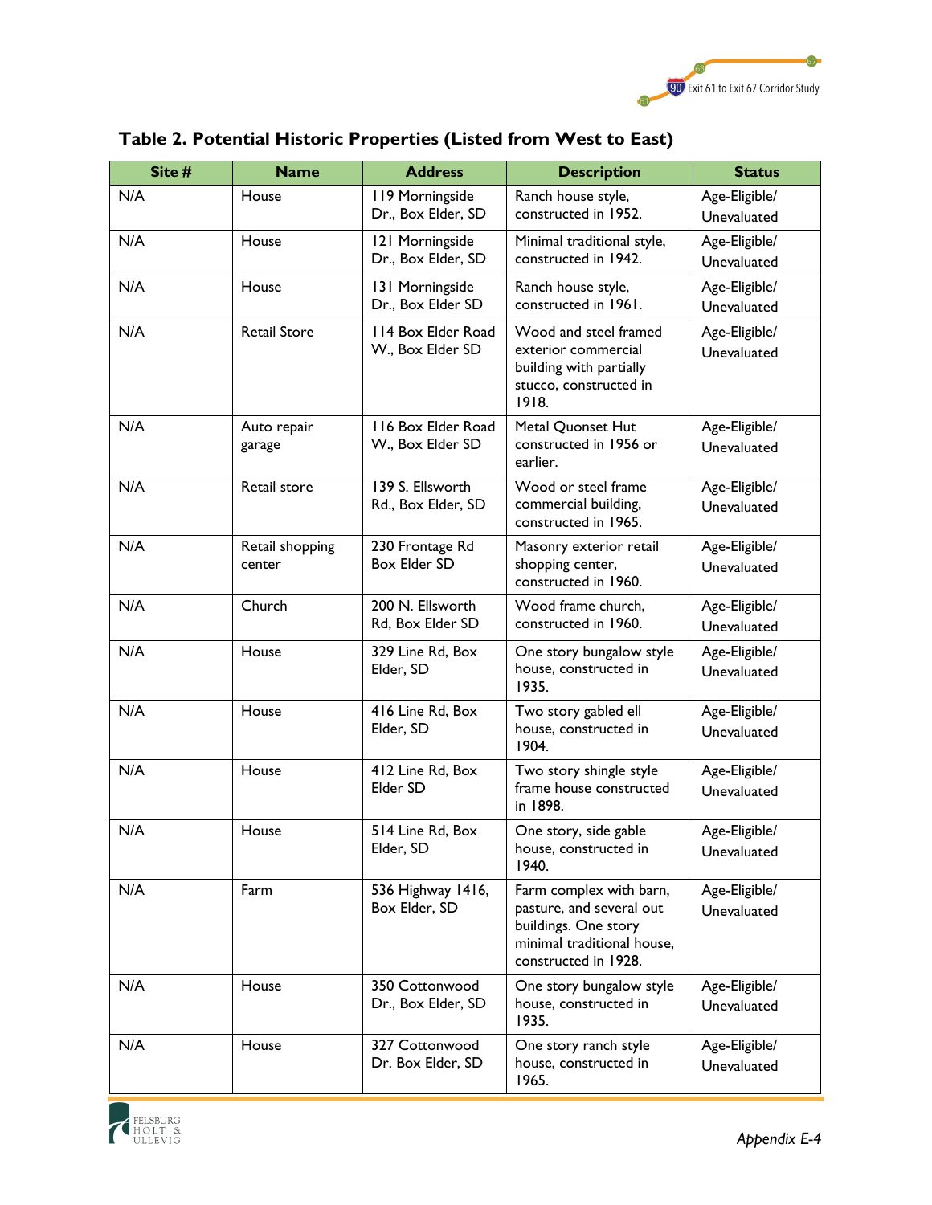**Table 2. Potential Historic Properties (Listed from West to East)**

| Site # | Name | Address | Description | Status |
|---|---|---|---|---|
| N/A | House | 119 Morningside Dr., Box Elder, SD | Ranch house style, constructed in 1952. | Age-Eligible/ Unevaluated |
| N/A | House | 121 Morningside Dr., Box Elder, SD | Minimal traditional style, constructed in 1942. | Age-Eligible/ Unevaluated |
| N/A | House | 131 Morningside Dr., Box Elder SD | Ranch house style, constructed in 1961. | Age-Eligible/ Unevaluated |
| N/A | Retail Store | 114 Box Elder Road W., Box Elder SD | Wood and steel framed exterior commercial building with partially stucco, constructed in 1918. | Age-Eligible/ Unevaluated |
| N/A | Auto repair garage | 116 Box Elder Road W., Box Elder SD | Metal Quonset Hut constructed in 1956 or earlier. | Age-Eligible/ Unevaluated |
| N/A | Retail store | 139 S. Ellsworth Rd., Box Elder, SD | Wood or steel frame commercial building, constructed in 1965. | Age-Eligible/ Unevaluated |
| N/A | Retail shopping center | 230 Frontage Rd Box Elder SD | Masonry exterior retail shopping center, constructed in 1960. | Age-Eligible/ Unevaluated |
| N/A | Church | 200 N. Ellsworth Rd, Box Elder SD | Wood frame church, constructed in 1960. | Age-Eligible/ Unevaluated |
| N/A | House | 329 Line Rd, Box Elder, SD | One story bungalow style house, constructed in 1935. | Age-Eligible/ Unevaluated |
| N/A | House | 416 Line Rd, Box Elder, SD | Two story gabled ell house, constructed in 1904. | Age-Eligible/ Unevaluated |
| N/A | House | 412 Line Rd, Box Elder SD | Two story shingle style frame house constructed in 1898. | Age-Eligible/ Unevaluated |
| N/A | House | 514 Line Rd, Box Elder, SD | One story, side gable house, constructed in 1940. | Age-Eligible/ Unevaluated |
| N/A | Farm | 536 Highway 1416, Box Elder, SD | Farm complex with barn, pasture, and several out buildings. One story minimal traditional house, constructed in 1928. | Age-Eligible/ Unevaluated |
| N/A | House | 350 Cottonwood Dr., Box Elder, SD | One story bungalow style house, constructed in 1935. | Age-Eligible/ Unevaluated |
| N/A | House | 327 Cottonwood Dr. Box Elder, SD | One story ranch style house, constructed in 1965. | Age-Eligible/ Unevaluated |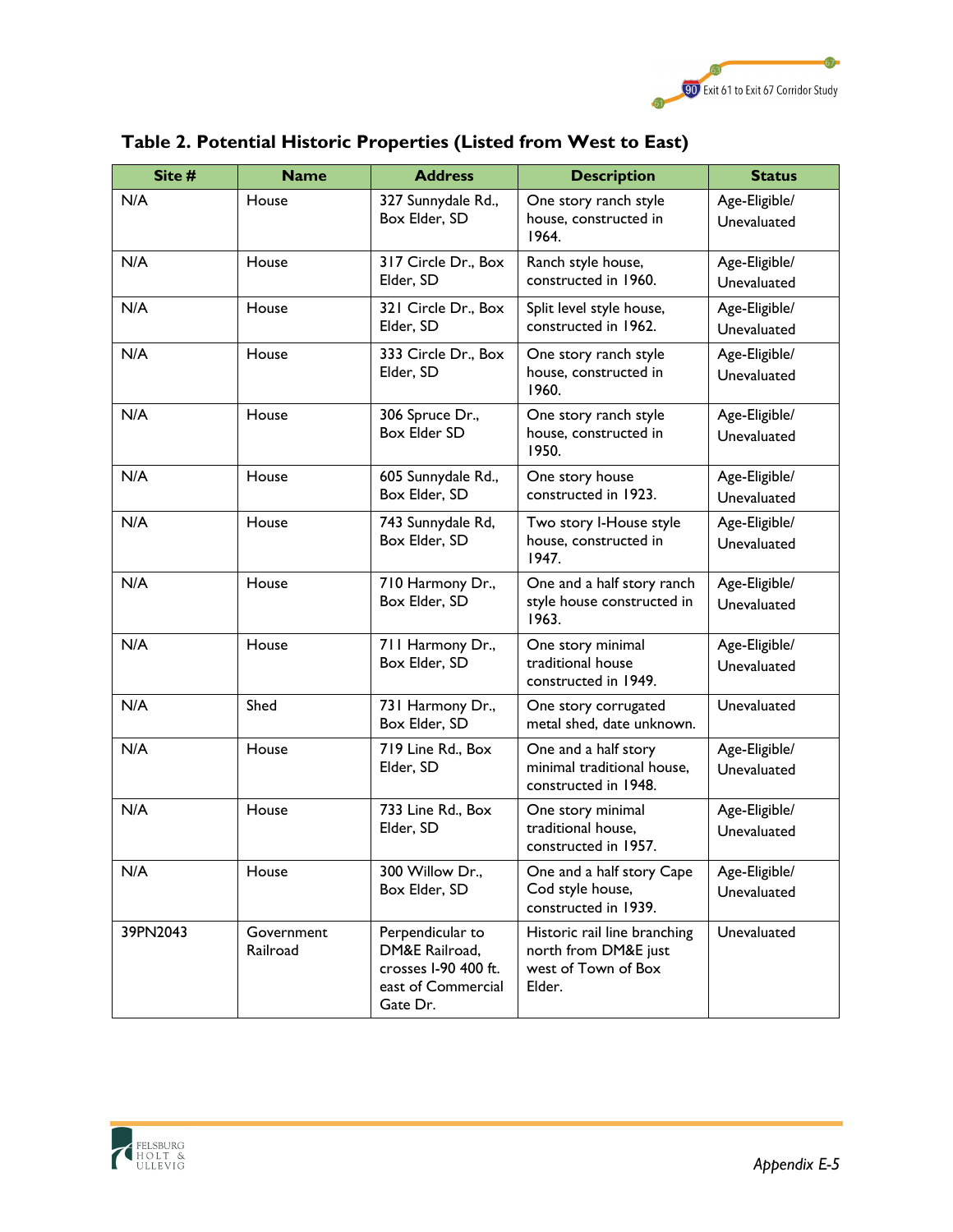## Table 2. Potential Historic Properties (Listed from West to East)

| Site # | Name | Address | Description | Status |
|---|---|---|---|---|
| N/A | House | 327 Sunnydale Rd., Box Elder, SD | One story ranch style house, constructed in 1964. | Age-Eligible/ Unevaluated |
| N/A | House | 317 Circle Dr., Box Elder, SD | Ranch style house, constructed in 1960. | Age-Eligible/ Unevaluated |
| N/A | House | 321 Circle Dr., Box Elder, SD | Split level style house, constructed in 1962. | Age-Eligible/ Unevaluated |
| N/A | House | 333 Circle Dr., Box Elder, SD | One story ranch style house, constructed in 1960. | Age-Eligible/ Unevaluated |
| N/A | House | 306 Spruce Dr., Box Elder SD | One story ranch style house, constructed in 1950. | Age-Eligible/ Unevaluated |
| N/A | House | 605 Sunnydale Rd., Box Elder, SD | One story house constructed in 1923. | Age-Eligible/ Unevaluated |
| N/A | House | 743 Sunnydale Rd, Box Elder, SD | Two story I-House style house, constructed in 1947. | Age-Eligible/ Unevaluated |
| N/A | House | 710 Harmony Dr., Box Elder, SD | One and a half story ranch style house constructed in 1963. | Age-Eligible/ Unevaluated |
| N/A | House | 711 Harmony Dr., Box Elder, SD | One story minimal traditional house constructed in 1949. | Age-Eligible/ Unevaluated |
| N/A | Shed | 731 Harmony Dr., Box Elder, SD | One story corrugated metal shed, date unknown. | Unevaluated |
| N/A | House | 719 Line Rd., Box Elder, SD | One and a half story minimal traditional house, constructed in 1948. | Age-Eligible/ Unevaluated |
| N/A | House | 733 Line Rd., Box Elder, SD | One story minimal traditional house, constructed in 1957. | Age-Eligible/ Unevaluated |
| N/A | House | 300 Willow Dr., Box Elder, SD | One and a half story Cape Cod style house, constructed in 1939. | Age-Eligible/ Unevaluated |
| 39PN2043 | Government Railroad | Perpendicular to DM&E Railroad, crosses I-90 400 ft. east of Commercial Gate Dr. | Historic rail line branching north from DM&E just west of Town of Box Elder. | Unevaluated |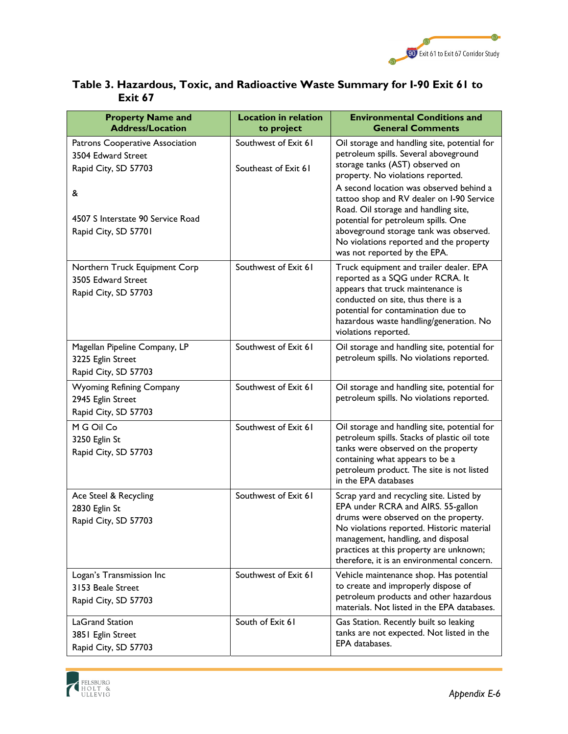**Table 3. Hazardous, Toxic, and Radioactive Waste Summary for I-90 Exit 61 to Exit 67**

| Property Name and Address/Location | Location in relation to project | Environmental Conditions and General Comments |
|---|---|---|
| Patrons Cooperative Association<br>3504 Edward Street<br>Rapid City, SD 57703<br><br>&<br><br>4507 S Interstate 90 Service Road<br>Rapid City, SD 57701 | Southwest of Exit 61<br><br>Southeast of Exit 61 | Oil storage and handling site, potential for petroleum spills. Several aboveground storage tanks (AST) observed on property. No violations reported.<br>A second location was observed behind a tattoo shop and RV dealer on I-90 Service Road. Oil storage and handling site, potential for petroleum spills. One aboveground storage tank was observed. No violations reported and the property was not reported by the EPA. |
| Northern Truck Equipment Corp<br>3505 Edward Street<br>Rapid City, SD 57703 | Southwest of Exit 61 | Truck equipment and trailer dealer. EPA reported as a SQG under RCRA. It appears that truck maintenance is conducted on site, thus there is a potential for contamination due to hazardous waste handling/generation. No violations reported. |
| Magellan Pipeline Company, LP<br>3225 Eglin Street<br>Rapid City, SD 57703 | Southwest of Exit 61 | Oil storage and handling site, potential for petroleum spills. No violations reported. |
| Wyoming Refining Company<br>2945 Eglin Street<br>Rapid City, SD 57703 | Southwest of Exit 61 | Oil storage and handling site, potential for petroleum spills. No violations reported. |
| M G Oil Co<br>3250 Eglin St<br>Rapid City, SD 57703 | Southwest of Exit 61 | Oil storage and handling site, potential for petroleum spills. Stacks of plastic oil tote tanks were observed on the property containing what appears to be a petroleum product. The site is not listed in the EPA databases |
| Ace Steel & Recycling<br>2830 Eglin St<br>Rapid City, SD 57703 | Southwest of Exit 61 | Scrap yard and recycling site. Listed by EPA under RCRA and AIRS. 55-gallon drums were observed on the property. No violations reported. Historic material management, handling, and disposal practices at this property are unknown; therefore, it is an environmental concern. |
| Logan's Transmission Inc<br>3153 Beale Street<br>Rapid City, SD 57703 | Southwest of Exit 61 | Vehicle maintenance shop. Has potential to create and improperly dispose of petroleum products and other hazardous materials. Not listed in the EPA databases. |
| LaGrand Station<br>3851 Eglin Street<br>Rapid City, SD 57703 | South of Exit 61 | Gas Station. Recently built so leaking tanks are not expected. Not listed in the EPA databases. |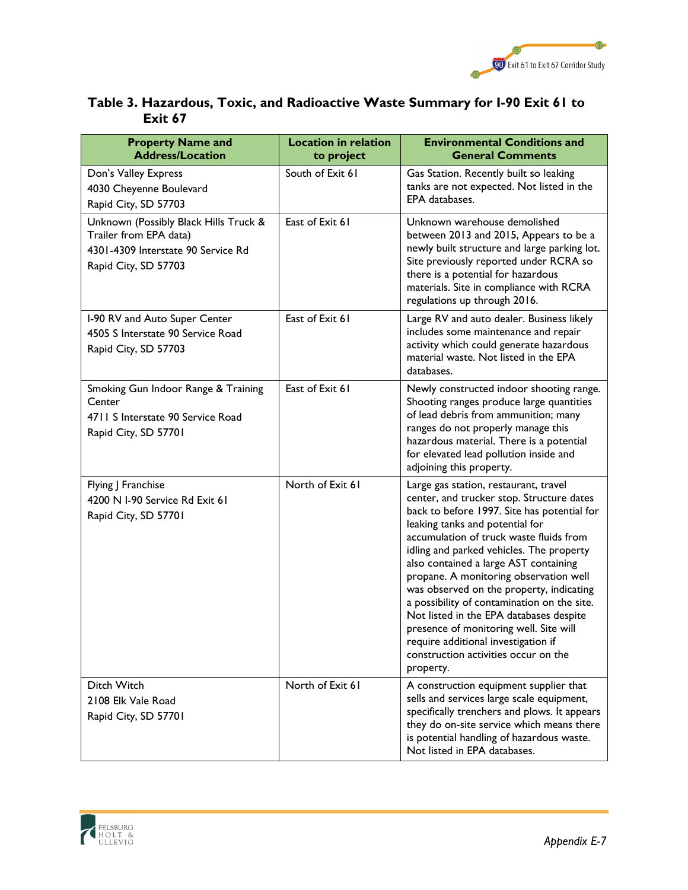**Table 3. Hazardous, Toxic, and Radioactive Waste Summary for I-90 Exit 61 to Exit 67**

| Property Name and Address/Location | Location in relation to project | Environmental Conditions and General Comments |
|---|---|---|
| Don's Valley Express<br>4030 Cheyenne Boulevard<br>Rapid City, SD 57703 | South of Exit 61 | Gas Station. Recently built so leaking tanks are not expected. Not listed in the EPA databases. |
| Unknown (Possibly Black Hills Truck & Trailer from EPA data)<br>4301-4309 Interstate 90 Service Rd<br>Rapid City, SD 57703 | East of Exit 61 | Unknown warehouse demolished between 2013 and 2015, Appears to be a newly built structure and large parking lot. Site previously reported under RCRA so there is a potential for hazardous materials. Site in compliance with RCRA regulations up through 2016. |
| I-90 RV and Auto Super Center<br>4505 S Interstate 90 Service Road<br>Rapid City, SD 57703 | East of Exit 61 | Large RV and auto dealer. Business likely includes some maintenance and repair activity which could generate hazardous material waste. Not listed in the EPA databases. |
| Smoking Gun Indoor Range & Training Center<br>4711 S Interstate 90 Service Road<br>Rapid City, SD 57701 | East of Exit 61 | Newly constructed indoor shooting range. Shooting ranges produce large quantities of lead debris from ammunition; many ranges do not properly manage this hazardous material. There is a potential for elevated lead pollution inside and adjoining this property. |
| Flying J Franchise<br>4200 N I-90 Service Rd Exit 61<br>Rapid City, SD 57701 | North of Exit 61 | Large gas station, restaurant, travel center, and trucker stop. Structure dates back to before 1997. Site has potential for leaking tanks and potential for accumulation of truck waste fluids from idling and parked vehicles. The property also contained a large AST containing propane. A monitoring observation well was observed on the property, indicating a possibility of contamination on the site. Not listed in the EPA databases despite presence of monitoring well. Site will require additional investigation if construction activities occur on the property. |
| Ditch Witch<br>2108 Elk Vale Road<br>Rapid City, SD 57701 | North of Exit 61 | A construction equipment supplier that sells and services large scale equipment, specifically trenchers and plows. It appears they do on-site service which means there is potential handling of hazardous waste. Not listed in EPA databases. |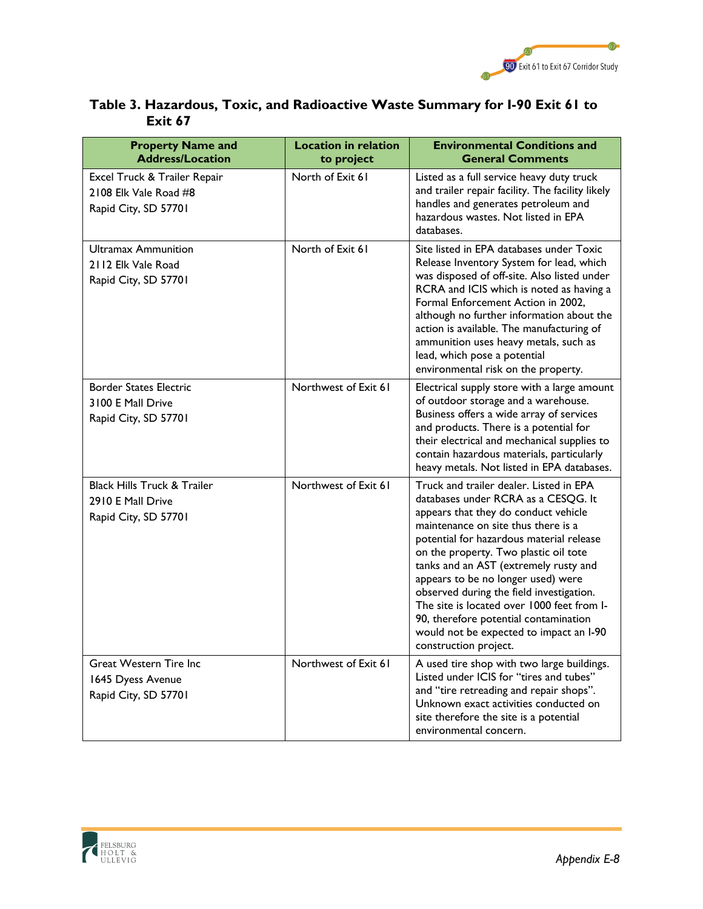### Table 3. Hazardous, Toxic, and Radioactive Waste Summary for I-90 Exit 61 to Exit 67

| Property Name and Address/Location | Location in relation to project | Environmental Conditions and General Comments |
|---|---|---|
| Excel Truck & Trailer Repair<br>2108 Elk Vale Road #8<br>Rapid City, SD 57701 | North of Exit 61 | Listed as a full service heavy duty truck and trailer repair facility. The facility likely handles and generates petroleum and hazardous wastes. Not listed in EPA databases. |
| Ultramax Ammunition<br>2112 Elk Vale Road<br>Rapid City, SD 57701 | North of Exit 61 | Site listed in EPA databases under Toxic Release Inventory System for lead, which was disposed of off-site. Also listed under RCRA and ICIS which is noted as having a Formal Enforcement Action in 2002, although no further information about the action is available. The manufacturing of ammunition uses heavy metals, such as lead, which pose a potential environmental risk on the property. |
| Border States Electric<br>3100 E Mall Drive<br>Rapid City, SD 57701 | Northwest of Exit 61 | Electrical supply store with a large amount of outdoor storage and a warehouse. Business offers a wide array of services and products. There is a potential for their electrical and mechanical supplies to contain hazardous materials, particularly heavy metals. Not listed in EPA databases. |
| Black Hills Truck & Trailer<br>2910 E Mall Drive<br>Rapid City, SD 57701 | Northwest of Exit 61 | Truck and trailer dealer. Listed in EPA databases under RCRA as a CESQG. It appears that they do conduct vehicle maintenance on site thus there is a potential for hazardous material release on the property. Two plastic oil tote tanks and an AST (extremely rusty and appears to be no longer used) were observed during the field investigation. The site is located over 1000 feet from I-90, therefore potential contamination would not be expected to impact an I-90 construction project. |
| Great Western Tire Inc<br>1645 Dyess Avenue<br>Rapid City, SD 57701 | Northwest of Exit 61 | A used tire shop with two large buildings. Listed under ICIS for "tires and tubes" and "tire retreading and repair shops". Unknown exact activities conducted on site therefore the site is a potential environmental concern. |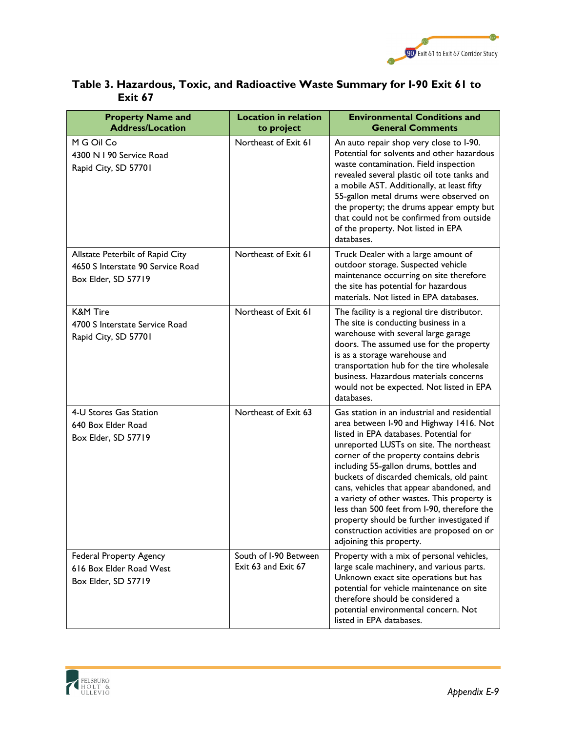**Table 3. Hazardous, Toxic, and Radioactive Waste Summary for I-90 Exit 61 to Exit 67**

| Property Name and Address/Location | Location in relation to project | Environmental Conditions and General Comments |
|---|---|---|
| M G Oil Co<br>4300 N I 90 Service Road<br>Rapid City, SD 57701 | Northeast of Exit 61 | An auto repair shop very close to I-90. Potential for solvents and other hazardous waste contamination. Field inspection revealed several plastic oil tote tanks and a mobile AST. Additionally, at least fifty 55-gallon metal drums were observed on the property; the drums appear empty but that could not be confirmed from outside of the property. Not listed in EPA databases. |
| Allstate Peterbilt of Rapid City<br>4650 S Interstate 90 Service Road<br>Box Elder, SD 57719 | Northeast of Exit 61 | Truck Dealer with a large amount of outdoor storage. Suspected vehicle maintenance occurring on site therefore the site has potential for hazardous materials. Not listed in EPA databases. |
| K&M Tire<br>4700 S Interstate Service Road<br>Rapid City, SD 57701 | Northeast of Exit 61 | The facility is a regional tire distributor. The site is conducting business in a warehouse with several large garage doors. The assumed use for the property is as a storage warehouse and transportation hub for the tire wholesale business. Hazardous materials concerns would not be expected. Not listed in EPA databases. |
| 4-U Stores Gas Station<br>640 Box Elder Road<br>Box Elder, SD 57719 | Northeast of Exit 63 | Gas station in an industrial and residential area between I-90 and Highway 1416. Not listed in EPA databases. Potential for unreported LUSTs on site. The northeast corner of the property contains debris including 55-gallon drums, bottles and buckets of discarded chemicals, old paint cans, vehicles that appear abandoned, and a variety of other wastes. This property is less than 500 feet from I-90, therefore the property should be further investigated if construction activities are proposed on or adjoining this property. |
| Federal Property Agency<br>616 Box Elder Road West<br>Box Elder, SD 57719 | South of I-90 Between Exit 63 and Exit 67 | Property with a mix of personal vehicles, large scale machinery, and various parts. Unknown exact site operations but has potential for vehicle maintenance on site therefore should be considered a potential environmental concern. Not listed in EPA databases. |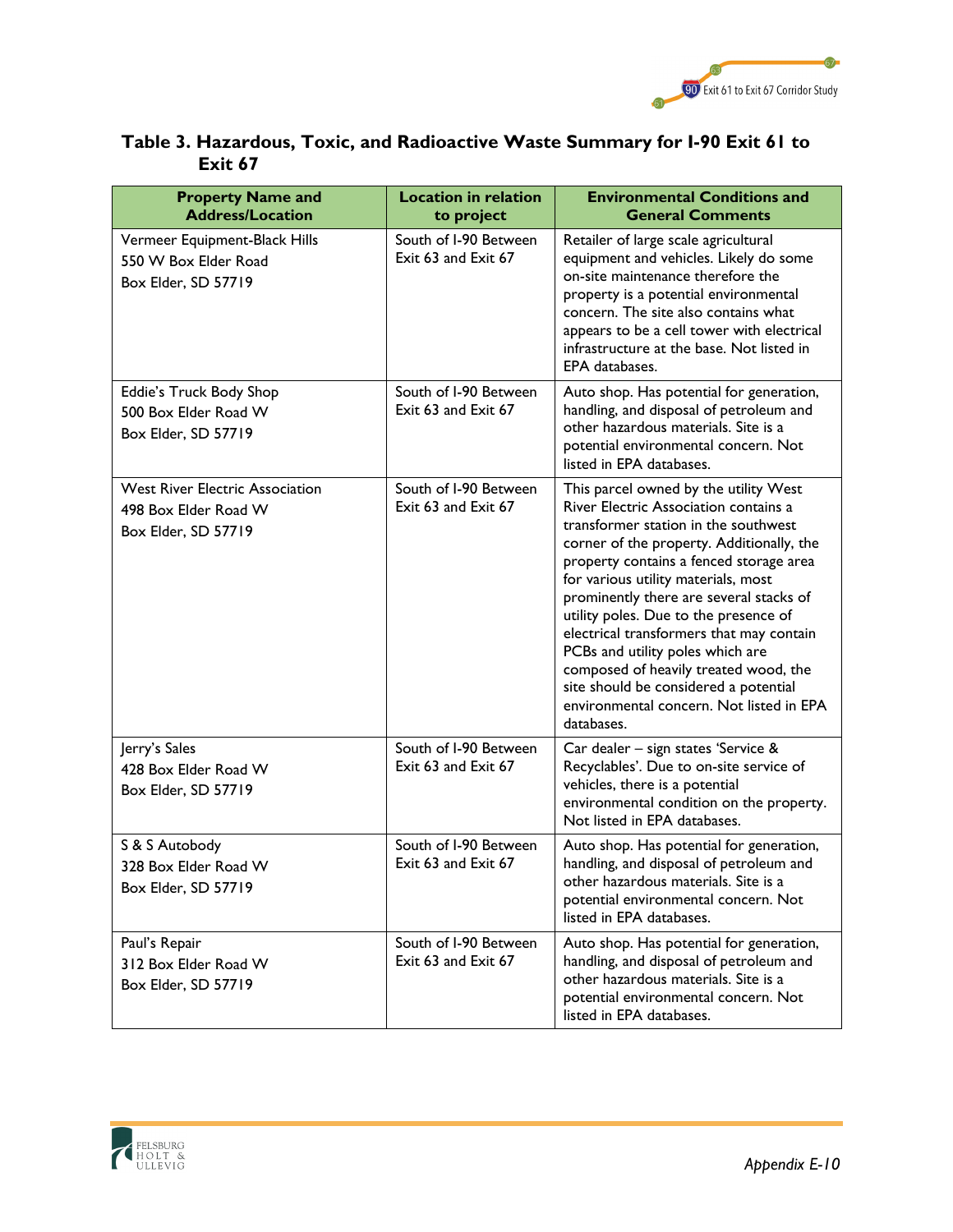**Table 3. Hazardous, Toxic, and Radioactive Waste Summary for I-90 Exit 61 to Exit 67**

| Property Name and Address/Location | Location in relation to project | Environmental Conditions and General Comments |
|---|---|---|
| Vermeer Equipment-Black Hills<br>550 W Box Elder Road<br>Box Elder, SD 57719 | South of I-90 Between Exit 63 and Exit 67 | Retailer of large scale agricultural equipment and vehicles. Likely do some on-site maintenance therefore the property is a potential environmental concern. The site also contains what appears to be a cell tower with electrical infrastructure at the base. Not listed in EPA databases. |
| Eddie's Truck Body Shop<br>500 Box Elder Road W<br>Box Elder, SD 57719 | South of I-90 Between Exit 63 and Exit 67 | Auto shop. Has potential for generation, handling, and disposal of petroleum and other hazardous materials. Site is a potential environmental concern. Not listed in EPA databases. |
| West River Electric Association<br>498 Box Elder Road W<br>Box Elder, SD 57719 | South of I-90 Between Exit 63 and Exit 67 | This parcel owned by the utility West River Electric Association contains a transformer station in the southwest corner of the property. Additionally, the property contains a fenced storage area for various utility materials, most prominently there are several stacks of utility poles. Due to the presence of electrical transformers that may contain PCBs and utility poles which are composed of heavily treated wood, the site should be considered a potential environmental concern. Not listed in EPA databases. |
| Jerry's Sales<br>428 Box Elder Road W<br>Box Elder, SD 57719 | South of I-90 Between Exit 63 and Exit 67 | Car dealer – sign states 'Service & Recyclables'. Due to on-site service of vehicles, there is a potential environmental condition on the property. Not listed in EPA databases. |
| S & S Autobody<br>328 Box Elder Road W<br>Box Elder, SD 57719 | South of I-90 Between Exit 63 and Exit 67 | Auto shop. Has potential for generation, handling, and disposal of petroleum and other hazardous materials. Site is a potential environmental concern. Not listed in EPA databases. |
| Paul's Repair<br>312 Box Elder Road W<br>Box Elder, SD 57719 | South of I-90 Between Exit 63 and Exit 67 | Auto shop. Has potential for generation, handling, and disposal of petroleum and other hazardous materials. Site is a potential environmental concern. Not listed in EPA databases. |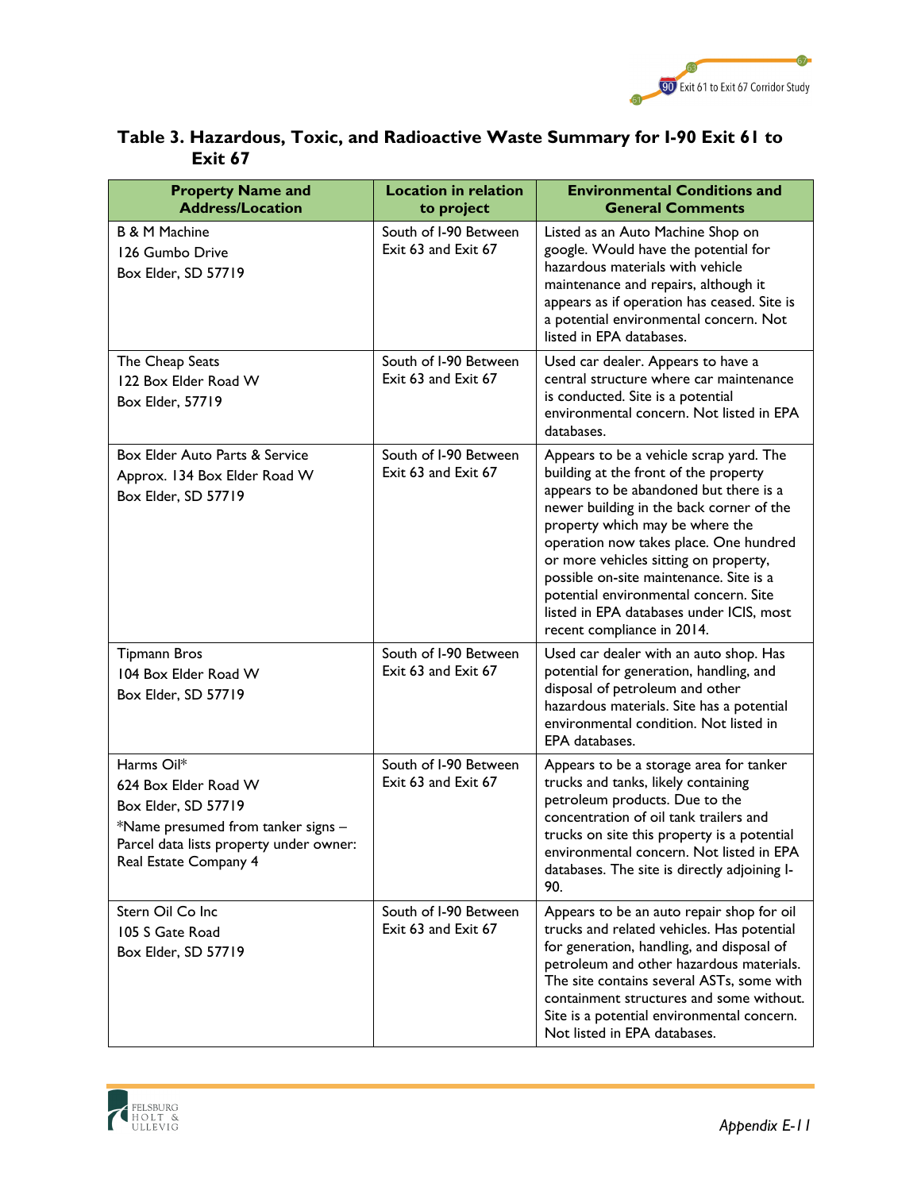**Table 3. Hazardous, Toxic, and Radioactive Waste Summary for I-90 Exit 61 to Exit 67**

| Property Name and Address/Location | Location in relation to project | Environmental Conditions and General Comments |
|---|---|---|
| B & M Machine<br>126 Gumbo Drive<br>Box Elder, SD 57719 | South of I-90 Between Exit 63 and Exit 67 | Listed as an Auto Machine Shop on google. Would have the potential for hazardous materials with vehicle maintenance and repairs, although it appears as if operation has ceased. Site is a potential environmental concern. Not listed in EPA databases. |
| The Cheap Seats<br>122 Box Elder Road W<br>Box Elder, 57719 | South of I-90 Between Exit 63 and Exit 67 | Used car dealer. Appears to have a central structure where car maintenance is conducted. Site is a potential environmental concern. Not listed in EPA databases. |
| Box Elder Auto Parts & Service<br>Approx. 134 Box Elder Road W<br>Box Elder, SD 57719 | South of I-90 Between Exit 63 and Exit 67 | Appears to be a vehicle scrap yard. The building at the front of the property appears to be abandoned but there is a newer building in the back corner of the property which may be where the operation now takes place. One hundred or more vehicles sitting on property, possible on-site maintenance. Site is a potential environmental concern. Site listed in EPA databases under ICIS, most recent compliance in 2014. |
| Tipmann Bros<br>104 Box Elder Road W<br>Box Elder, SD 57719 | South of I-90 Between Exit 63 and Exit 67 | Used car dealer with an auto shop. Has potential for generation, handling, and disposal of petroleum and other hazardous materials. Site has a potential environmental condition. Not listed in EPA databases. |
| Harms Oil*<br>624 Box Elder Road W<br>Box Elder, SD 57719<br>*Name presumed from tanker signs – Parcel data lists property under owner: Real Estate Company 4 | South of I-90 Between Exit 63 and Exit 67 | Appears to be a storage area for tanker trucks and tanks, likely containing petroleum products. Due to the concentration of oil tank trailers and trucks on site this property is a potential environmental concern. Not listed in EPA databases. The site is directly adjoining I-90. |
| Stern Oil Co Inc<br>105 S Gate Road<br>Box Elder, SD 57719 | South of I-90 Between Exit 63 and Exit 67 | Appears to be an auto repair shop for oil trucks and related vehicles. Has potential for generation, handling, and disposal of petroleum and other hazardous materials. The site contains several ASTs, some with containment structures and some without. Site is a potential environmental concern. Not listed in EPA databases. |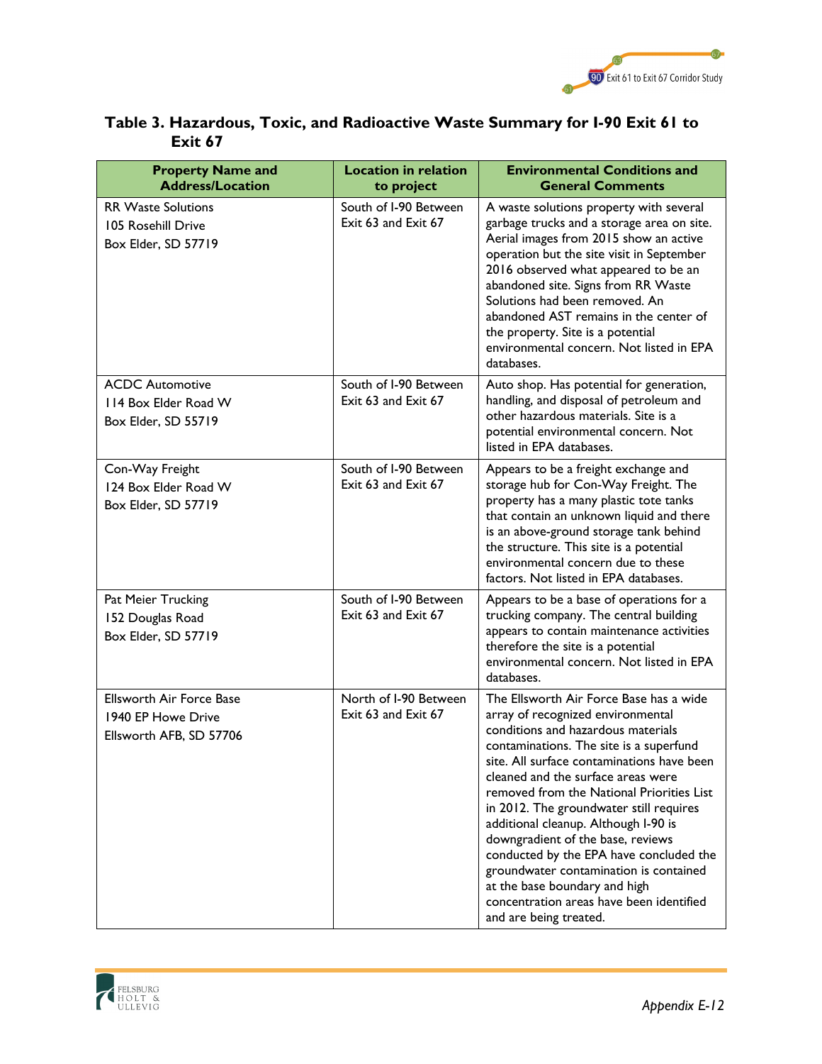**Table 3. Hazardous, Toxic, and Radioactive Waste Summary for I-90 Exit 61 to Exit 67**

| Property Name and Address/Location | Location in relation to project | Environmental Conditions and General Comments |
|---|---|---|
| RR Waste Solutions<br>105 Rosehill Drive<br>Box Elder, SD 57719 | South of I-90 Between Exit 63 and Exit 67 | A waste solutions property with several garbage trucks and a storage area on site. Aerial images from 2015 show an active operation but the site visit in September 2016 observed what appeared to be an abandoned site. Signs from RR Waste Solutions had been removed. An abandoned AST remains in the center of the property. Site is a potential environmental concern. Not listed in EPA databases. |
| ACDC Automotive<br>114 Box Elder Road W<br>Box Elder, SD 55719 | South of I-90 Between Exit 63 and Exit 67 | Auto shop. Has potential for generation, handling, and disposal of petroleum and other hazardous materials. Site is a potential environmental concern. Not listed in EPA databases. |
| Con-Way Freight<br>124 Box Elder Road W<br>Box Elder, SD 57719 | South of I-90 Between Exit 63 and Exit 67 | Appears to be a freight exchange and storage hub for Con-Way Freight. The property has a many plastic tote tanks that contain an unknown liquid and there is an above-ground storage tank behind the structure. This site is a potential environmental concern due to these factors. Not listed in EPA databases. |
| Pat Meier Trucking<br>152 Douglas Road<br>Box Elder, SD 57719 | South of I-90 Between Exit 63 and Exit 67 | Appears to be a base of operations for a trucking company. The central building appears to contain maintenance activities therefore the site is a potential environmental concern. Not listed in EPA databases. |
| Ellsworth Air Force Base<br>1940 EP Howe Drive<br>Ellsworth AFB, SD 57706 | North of I-90 Between Exit 63 and Exit 67 | The Ellsworth Air Force Base has a wide array of recognized environmental conditions and hazardous materials contaminations. The site is a superfund site. All surface contaminations have been cleaned and the surface areas were removed from the National Priorities List in 2012. The groundwater still requires additional cleanup. Although I-90 is downgradient of the base, reviews conducted by the EPA have concluded the groundwater contamination is contained at the base boundary and high concentration areas have been identified and are being treated. |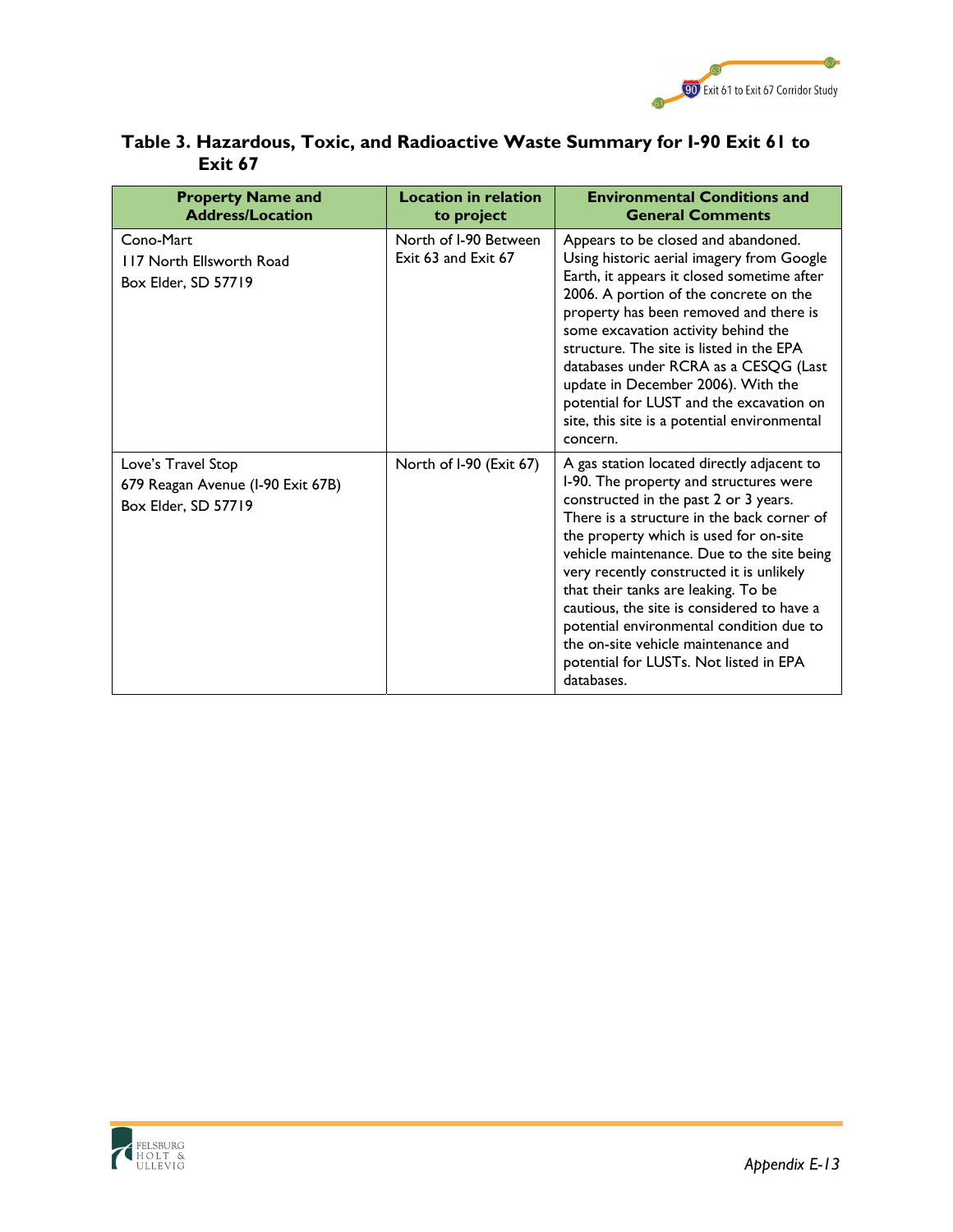**Table 3. Hazardous, Toxic, and Radioactive Waste Summary for I-90 Exit 61 to Exit 67**

| Property Name and Address/Location | Location in relation to project | Environmental Conditions and General Comments |
|---|---|---|
| Cono-Mart<br>117 North Ellsworth Road<br>Box Elder, SD 57719 | North of I-90 Between Exit 63 and Exit 67 | Appears to be closed and abandoned. Using historic aerial imagery from Google Earth, it appears it closed sometime after 2006. A portion of the concrete on the property has been removed and there is some excavation activity behind the structure. The site is listed in the EPA databases under RCRA as a CESQG (Last update in December 2006). With the potential for LUST and the excavation on site, this site is a potential environmental concern. |
| Love's Travel Stop<br>679 Reagan Avenue (I-90 Exit 67B)<br>Box Elder, SD 57719 | North of I-90 (Exit 67) | A gas station located directly adjacent to I-90. The property and structures were constructed in the past 2 or 3 years. There is a structure in the back corner of the property which is used for on-site vehicle maintenance. Due to the site being very recently constructed it is unlikely that their tanks are leaking. To be cautious, the site is considered to have a potential environmental condition due to the on-site vehicle maintenance and potential for LUSTs. Not listed in EPA databases. |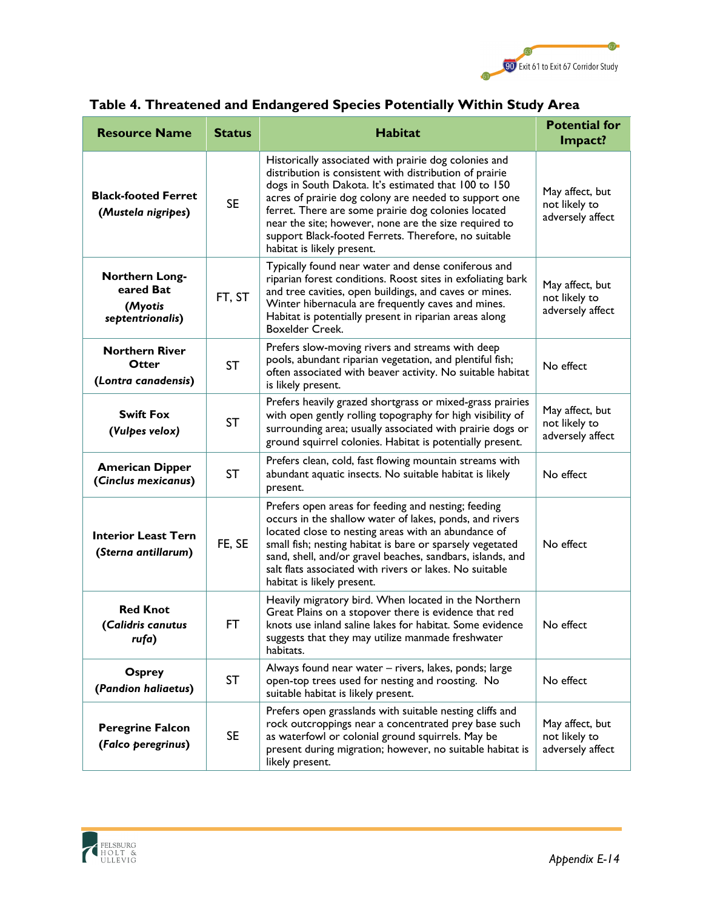## Table 4. Threatened and Endangered Species Potentially Within Study Area

| Resource Name | Status | Habitat | Potential for Impact? |
|---|---|---|---|
| **Black-footed Ferret** (***Mustela nigripes***) | SE | Historically associated with prairie dog colonies and distribution is consistent with distribution of prairie dogs in South Dakota. It's estimated that 100 to 150 acres of prairie dog colony are needed to support one ferret. There are some prairie dog colonies located near the site; however, none are the size required to support Black-footed Ferrets. Therefore, no suitable habitat is likely present. | May affect, but not likely to adversely affect |
| **Northern Long-eared Bat** (***Myotis septentrionalis***) | FT, ST | Typically found near water and dense coniferous and riparian forest conditions. Roost sites in exfoliating bark and tree cavities, open buildings, and caves or mines. Winter hibernacula are frequently caves and mines. Habitat is potentially present in riparian areas along Boxelder Creek. | May affect, but not likely to adversely affect |
| **Northern River Otter** (***Lontra canadensis***) | ST | Prefers slow-moving rivers and streams with deep pools, abundant riparian vegetation, and plentiful fish; often associated with beaver activity. No suitable habitat is likely present. | No effect |
| **Swift Fox** (***Vulpes velox***) | ST | Prefers heavily grazed shortgrass or mixed-grass prairies with open gently rolling topography for high visibility of surrounding area; usually associated with prairie dogs or ground squirrel colonies. Habitat is potentially present. | May affect, but not likely to adversely affect |
| **American Dipper** (***Cinclus mexicanus***) | ST | Prefers clean, cold, fast flowing mountain streams with abundant aquatic insects. No suitable habitat is likely present. | No effect |
| **Interior Least Tern** (***Sterna antillarum***) | FE, SE | Prefers open areas for feeding and nesting; feeding occurs in the shallow water of lakes, ponds, and rivers located close to nesting areas with an abundance of small fish; nesting habitat is bare or sparsely vegetated sand, shell, and/or gravel beaches, sandbars, islands, and salt flats associated with rivers or lakes. No suitable habitat is likely present. | No effect |
| **Red Knot** (***Calidris canutus rufa***) | FT | Heavily migratory bird. When located in the Northern Great Plains on a stopover there is evidence that red knots use inland saline lakes for habitat. Some evidence suggests that they may utilize manmade freshwater habitats. | No effect |
| **Osprey** (***Pandion haliaetus***) | ST | Always found near water – rivers, lakes, ponds; large open-top trees used for nesting and roosting. No suitable habitat is likely present. | No effect |
| **Peregrine Falcon** (***Falco peregrinus***) | SE | Prefers open grasslands with suitable nesting cliffs and rock outcroppings near a concentrated prey base such as waterfowl or colonial ground squirrels. May be present during migration; however, no suitable habitat is likely present. | May affect, but not likely to adversely affect |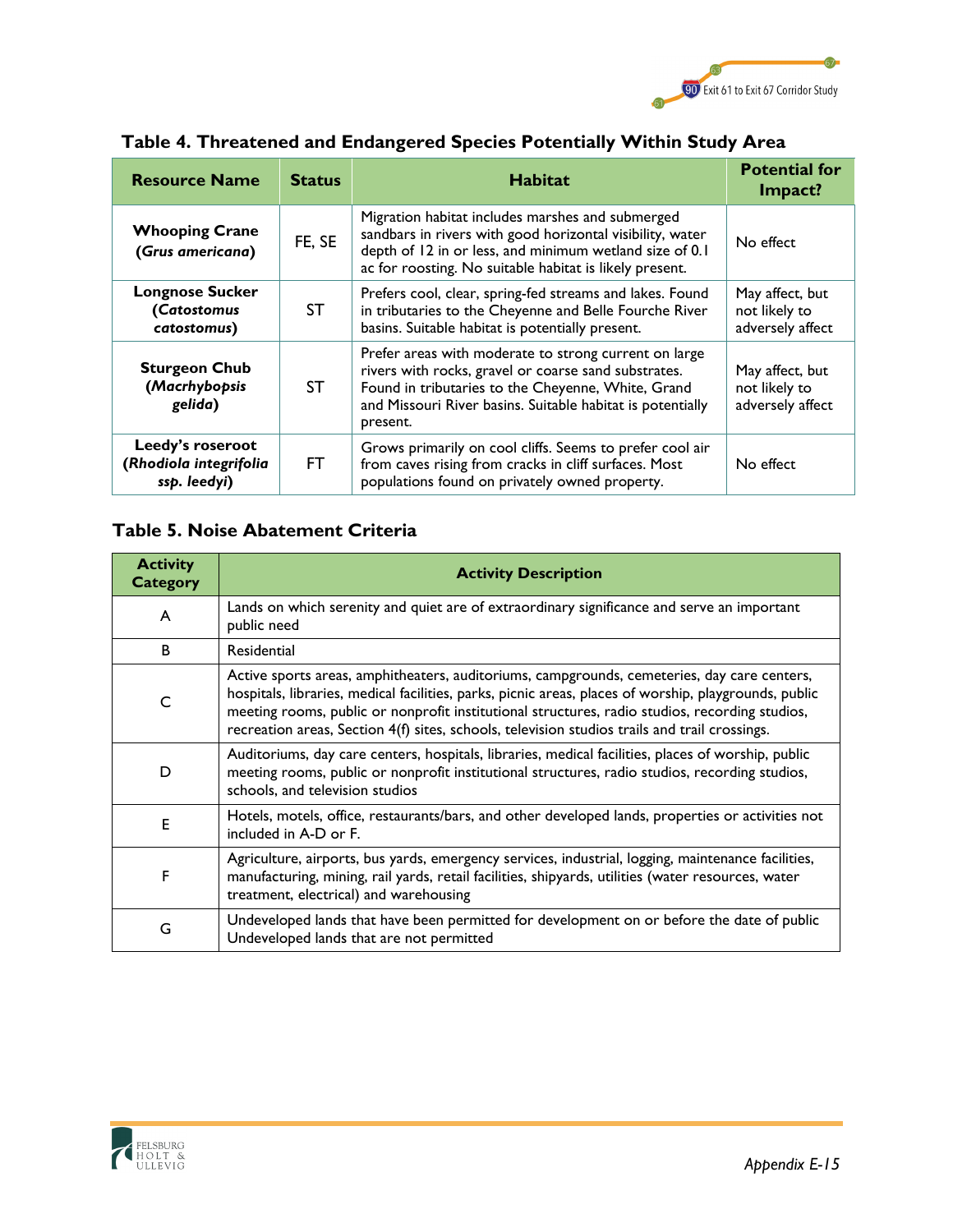### Table 4. Threatened and Endangered Species Potentially Within Study Area

| Resource Name | Status | Habitat | Potential for Impact? |
|---|---|---|---|
| **Whooping Crane (*Grus americana*)** | FE, SE | Migration habitat includes marshes and submerged sandbars in rivers with good horizontal visibility, water depth of 12 in or less, and minimum wetland size of 0.1 ac for roosting. No suitable habitat is likely present. | No effect |
| **Longnose Sucker (*Catostomus catostomus*)** | ST | Prefers cool, clear, spring-fed streams and lakes. Found in tributaries to the Cheyenne and Belle Fourche River basins. Suitable habitat is potentially present. | May affect, but not likely to adversely affect |
| **Sturgeon Chub (*Macrhybopsis gelida*)** | ST | Prefer areas with moderate to strong current on large rivers with rocks, gravel or coarse sand substrates. Found in tributaries to the Cheyenne, White, Grand and Missouri River basins. Suitable habitat is potentially present. | May affect, but not likely to adversely affect |
| **Leedy's roseroot (*Rhodiola integrifolia ssp. leedyi*)** | FT | Grows primarily on cool cliffs. Seems to prefer cool air from caves rising from cracks in cliff surfaces. Most populations found on privately owned property. | No effect |

### Table 5. Noise Abatement Criteria

| Activity Category | Activity Description |
|---|---|
| A | Lands on which serenity and quiet are of extraordinary significance and serve an important public need |
| B | Residential |
| C | Active sports areas, amphitheaters, auditoriums, campgrounds, cemeteries, day care centers, hospitals, libraries, medical facilities, parks, picnic areas, places of worship, playgrounds, public meeting rooms, public or nonprofit institutional structures, radio studios, recording studios, recreation areas, Section 4(f) sites, schools, television studios trails and trail crossings. |
| D | Auditoriums, day care centers, hospitals, libraries, medical facilities, places of worship, public meeting rooms, public or nonprofit institutional structures, radio studios, recording studios, schools, and television studios |
| E | Hotels, motels, office, restaurants/bars, and other developed lands, properties or activities not included in A-D or F. |
| F | Agriculture, airports, bus yards, emergency services, industrial, logging, maintenance facilities, manufacturing, mining, rail yards, retail facilities, shipyards, utilities (water resources, water treatment, electrical) and warehousing |
| G | Undeveloped lands that have been permitted for development on or before the date of public Undeveloped lands that are not permitted |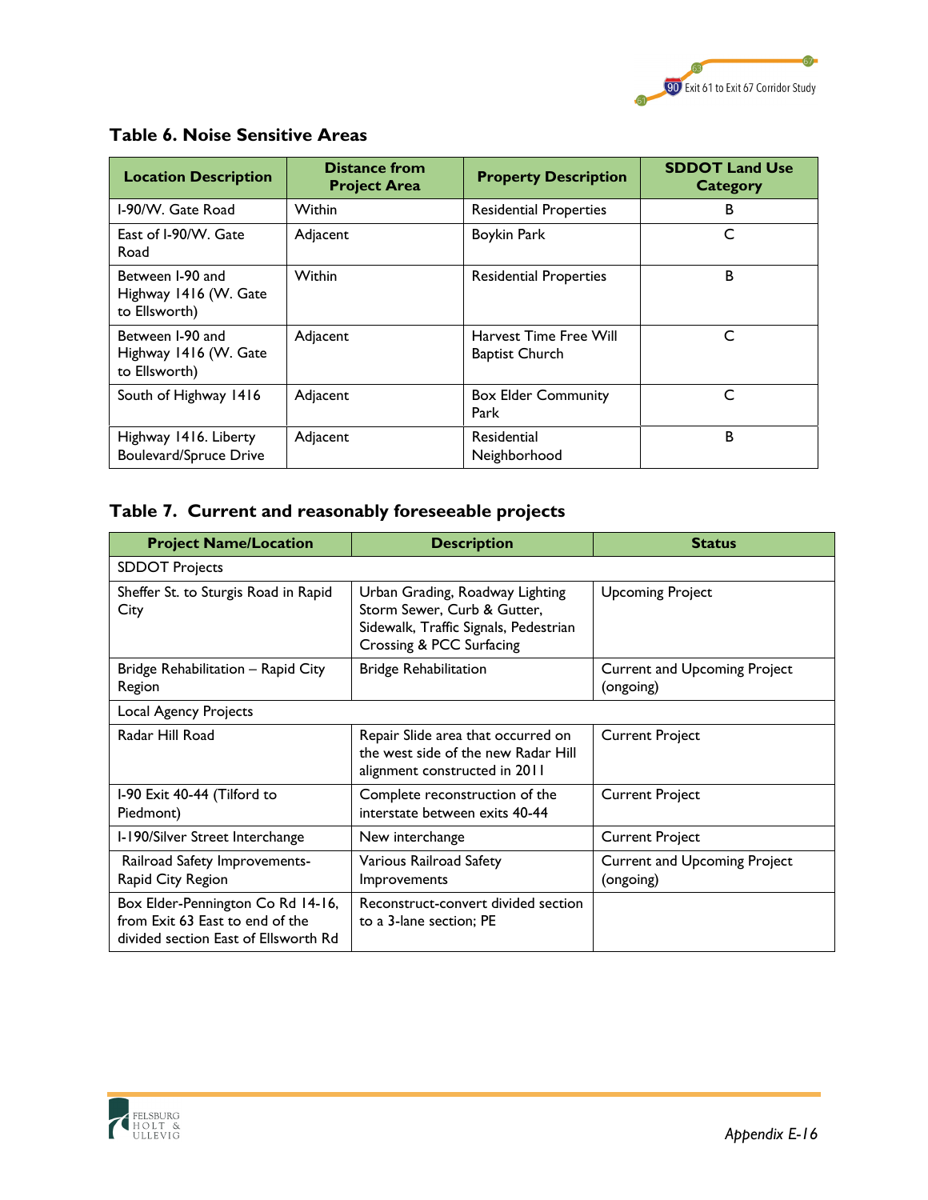### Table 6. Noise Sensitive Areas

| Location Description | Distance from Project Area | Property Description | SDDOT Land Use Category |
|---|---|---|---|
| I-90/W. Gate Road | Within | Residential Properties | B |
| East of I-90/W. Gate Road | Adjacent | Boykin Park | C |
| Between I-90 and Highway 1416 (W. Gate to Ellsworth) | Within | Residential Properties | B |
| Between I-90 and Highway 1416 (W. Gate to Ellsworth) | Adjacent | Harvest Time Free Will Baptist Church | C |
| South of Highway 1416 | Adjacent | Box Elder Community Park | C |
| Highway 1416. Liberty Boulevard/Spruce Drive | Adjacent | Residential Neighborhood | B |

### Table 7. Current and reasonably foreseeable projects

| Project Name/Location | Description | Status |
|---|---|---|
| SDDOT Projects | | |
| Sheffer St. to Sturgis Road in Rapid City | Urban Grading, Roadway Lighting Storm Sewer, Curb & Gutter, Sidewalk, Traffic Signals, Pedestrian Crossing & PCC Surfacing | Upcoming Project |
| Bridge Rehabilitation – Rapid City Region | Bridge Rehabilitation | Current and Upcoming Project (ongoing) |
| Local Agency Projects | | |
| Radar Hill Road | Repair Slide area that occurred on the west side of the new Radar Hill alignment constructed in 2011 | Current Project |
| I-90 Exit 40-44 (Tilford to Piedmont) | Complete reconstruction of the interstate between exits 40-44 | Current Project |
| I-190/Silver Street Interchange | New interchange | Current Project |
| Railroad Safety Improvements- Rapid City Region | Various Railroad Safety Improvements | Current and Upcoming Project (ongoing) |
| Box Elder-Pennington Co Rd 14-16, from Exit 63 East to end of the divided section East of Ellsworth Rd | Reconstruct-convert divided section to a 3-lane section; PE | |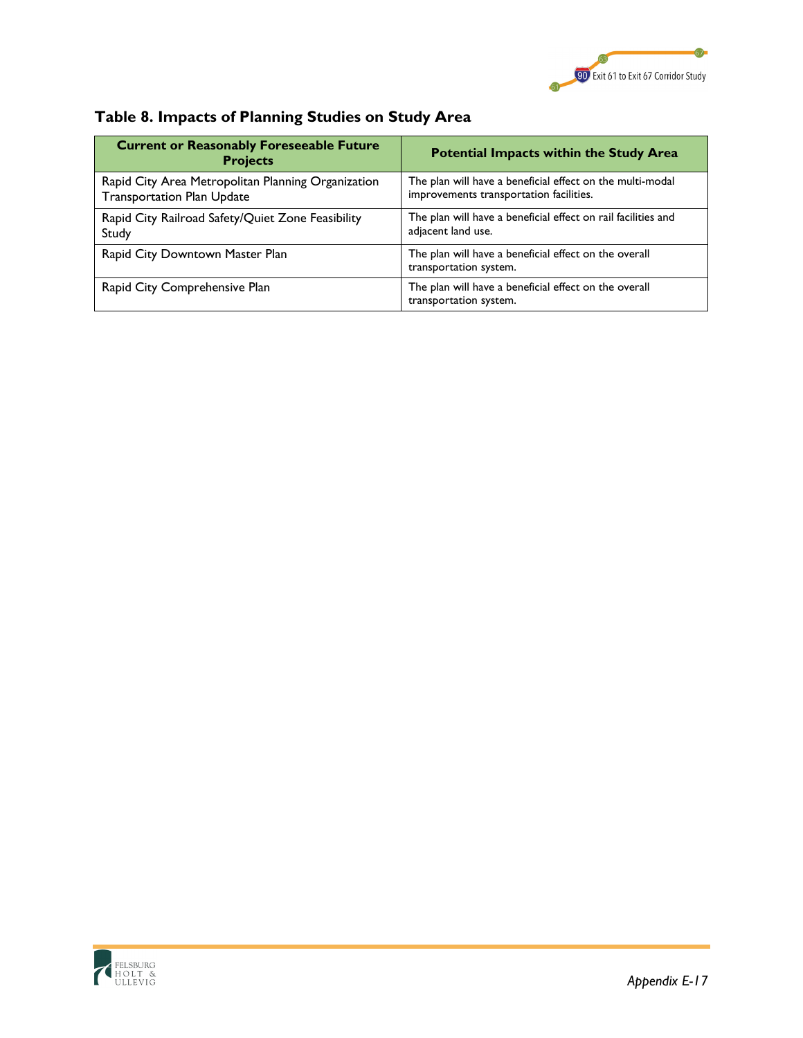## Table 8. Impacts of Planning Studies on Study Area

| Current or Reasonably Foreseeable Future Projects | Potential Impacts within the Study Area |
|---|---|
| Rapid City Area Metropolitan Planning Organization Transportation Plan Update | The plan will have a beneficial effect on the multi-modal improvements transportation facilities. |
| Rapid City Railroad Safety/Quiet Zone Feasibility Study | The plan will have a beneficial effect on rail facilities and adjacent land use. |
| Rapid City Downtown Master Plan | The plan will have a beneficial effect on the overall transportation system. |
| Rapid City Comprehensive Plan | The plan will have a beneficial effect on the overall transportation system. |